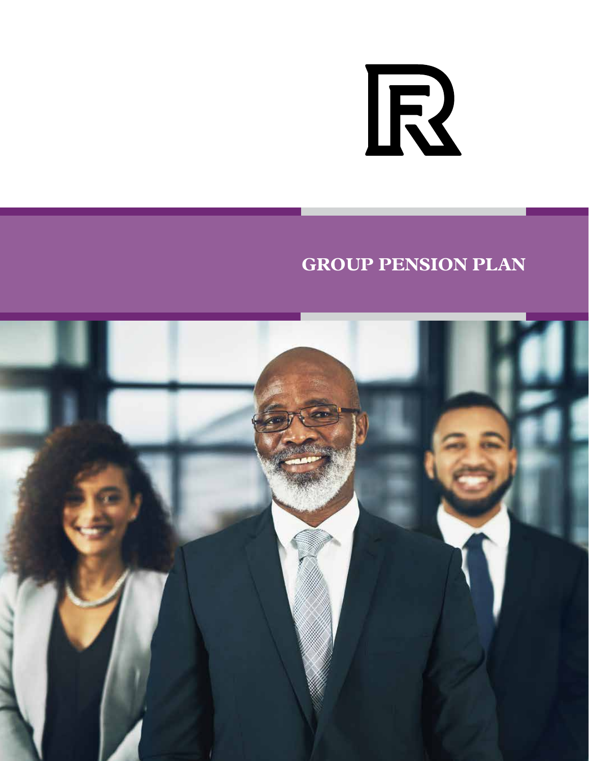# GROUP PENSION PLAN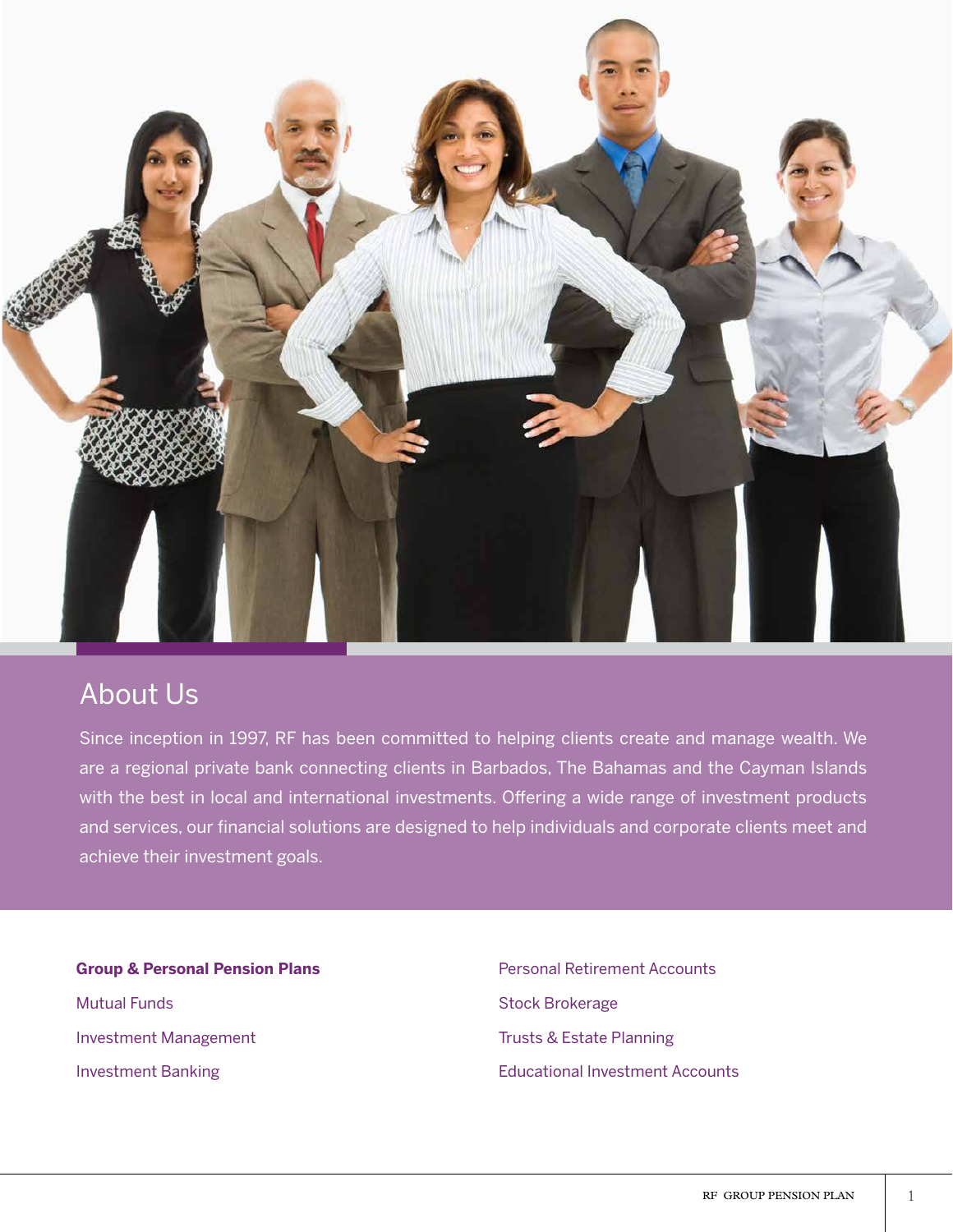## About Us

Since inception in 1997, RF has been committed to helping clients create and manage wealth. We are a regional private bank connecting clients in Barbados, The Bahamas and the Cayman Islands with the best in local and international investments. Offering a wide range of investment products and services, our financial solutions are designed to help individuals and corporate clients meet and achieve their investment goals.

**Group & Personal Pension Plans**

Mutual Funds

Investment Management

Investment Banking

Personal Retirement Accounts

Stock Brokerage

Trusts & Estate Planning

Educational Investment Accounts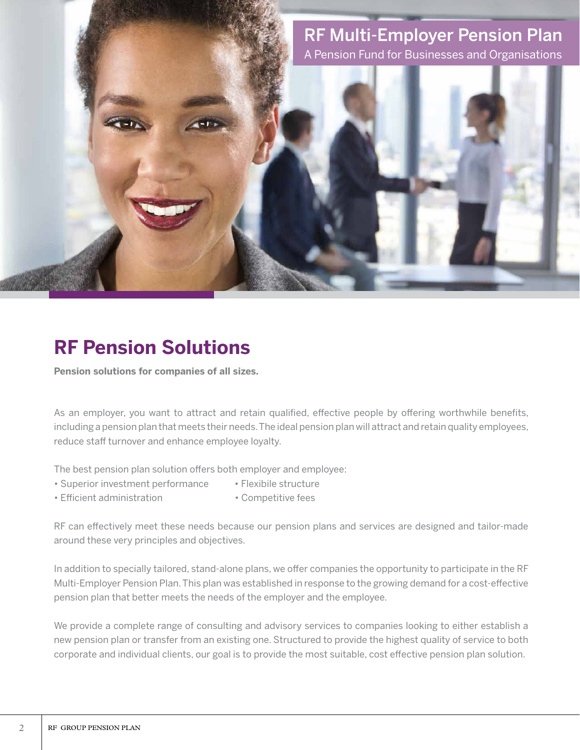RF Multi-Employer Pension Plan

A Pension Fund for Businesses and Organisations

# RF Pension Solutions

**Pension solutions for companies of all sizes.**

As an employer, you want to attract and retain qualified, effective people by offering worthwhile benefits, including a pension plan that meets their needs. The ideal pension plan will attract and retain quality employees, reduce staff turnover and enhance employee loyalty.

The best pension plan solution offers both employer and employee:

- Superior investment performance
- Efficient administration
- Flexibile structure
- Competitive fees

RF can effectively meet these needs because our pension plans and services are designed and tailor-made around these very principles and objectives.

In addition to specially tailored, stand-alone plans, we offer companies the opportunity to participate in the RF Multi-Employer Pension Plan. This plan was established in response to the growing demand for a cost-effective pension plan that better meets the needs of the employer and the employee.

We provide a complete range of consulting and advisory services to companies looking to either establish a new pension plan or transfer from an existing one. Structured to provide the highest quality of service to both corporate and individual clients, our goal is to provide the most suitable, cost effective pension plan solution.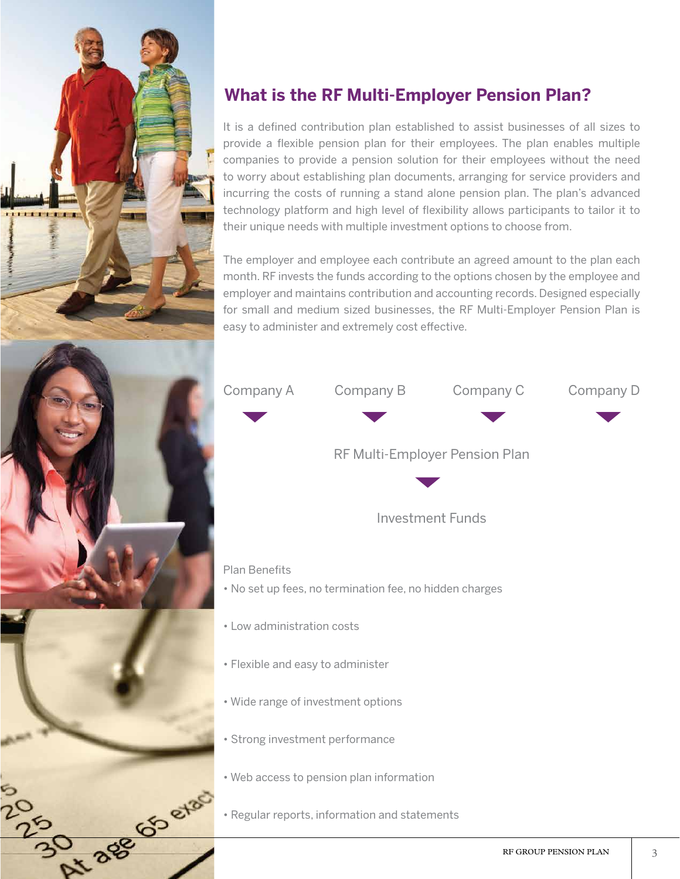## What is the RF Multi-Employer Pension Plan?

It is a defined contribution plan established to assist businesses of all sizes to provide a flexible pension plan for their employees. The plan enables multiple companies to provide a pension solution for their employees without the need to worry about establishing plan documents, arranging for service providers and incurring the costs of running a stand alone pension plan. The plan's advanced technology platform and high level of flexibility allows participants to tailor it to their unique needs with multiple investment options to choose from.

The employer and employee each contribute an agreed amount to the plan each month. RF invests the funds according to the options chosen by the employee and employer and maintains contribution and accounting records. Designed especially for small and medium sized businesses, the RF Multi-Employer Pension Plan is easy to administer and extremely cost effective.

Company A
Company B
Company C
Company D

RF Multi-Employer Pension Plan

Investment Funds

Plan Benefits

- No set up fees, no termination fee, no hidden charges
- Low administration costs
- Flexible and easy to administer
- Wide range of investment options
- Strong investment performance
- Web access to pension plan information
- Regular reports, information and statements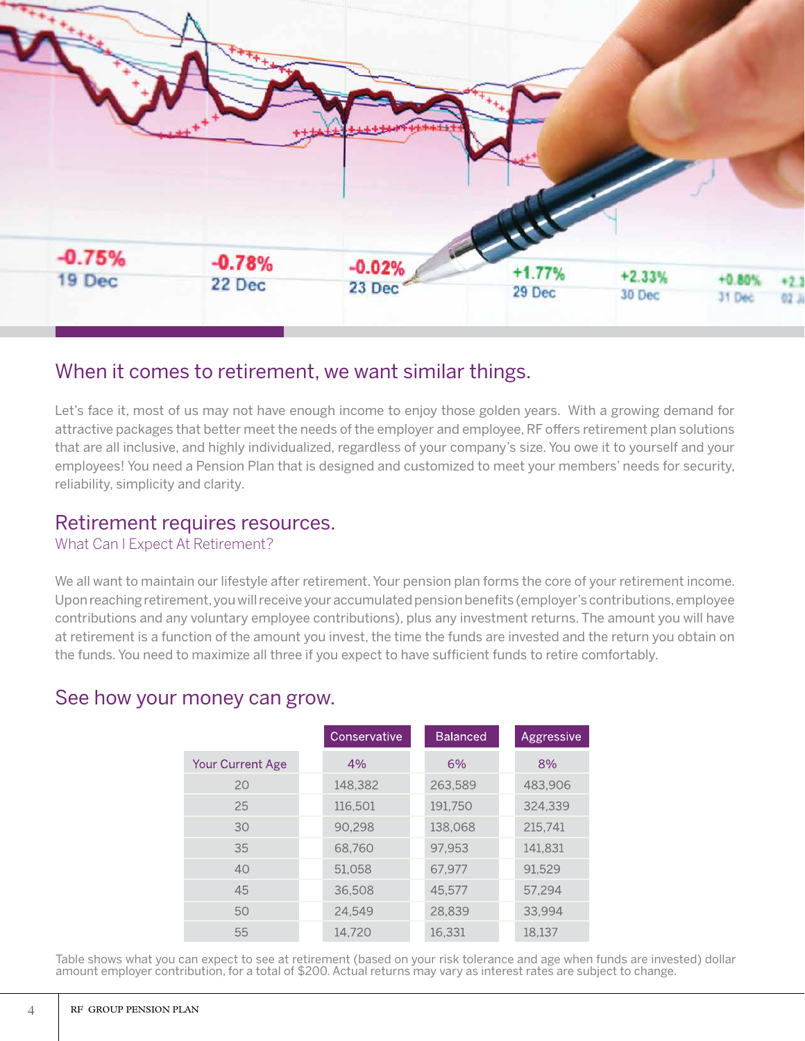## When it comes to retirement, we want similar things.

Let's face it, most of us may not have enough income to enjoy those golden years. With a growing demand for attractive packages that better meet the needs of the employer and employee, RF offers retirement plan solutions that are all inclusive, and highly individualized, regardless of your company's size. You owe it to yourself and your employees! You need a Pension Plan that is designed and customized to meet your members' needs for security, reliability, simplicity and clarity.

## Retirement requires resources.

### What Can I Expect At Retirement?

We all want to maintain our lifestyle after retirement. Your pension plan forms the core of your retirement income. Upon reaching retirement, you will receive your accumulated pension benefits (employer's contributions, employee contributions and any voluntary employee contributions), plus any investment returns. The amount you will have at retirement is a function of the amount you invest, the time the funds are invested and the return you obtain on the funds. You need to maximize all three if you expect to have sufficient funds to retire comfortably.

## See how your money can grow.

| | Conservative | Balanced | Aggressive |
|---|---|---|---|
| Your Current Age | 4% | 6% | 8% |
| 20 | 148,382 | 263,589 | 483,906 |
| 25 | 116,501 | 191,750 | 324,339 |
| 30 | 90,298 | 138,068 | 215,741 |
| 35 | 68,760 | 97,953 | 141,831 |
| 40 | 51,058 | 67,977 | 91,529 |
| 45 | 36,508 | 45,577 | 57,294 |
| 50 | 24,549 | 28,839 | 33,994 |
| 55 | 14,720 | 16,331 | 18,137 |

Table shows what you can expect to see at retirement (based on your risk tolerance and age when funds are invested) dollar amount employer contribution, for a total of $200. Actual returns may vary as interest rates are subject to change.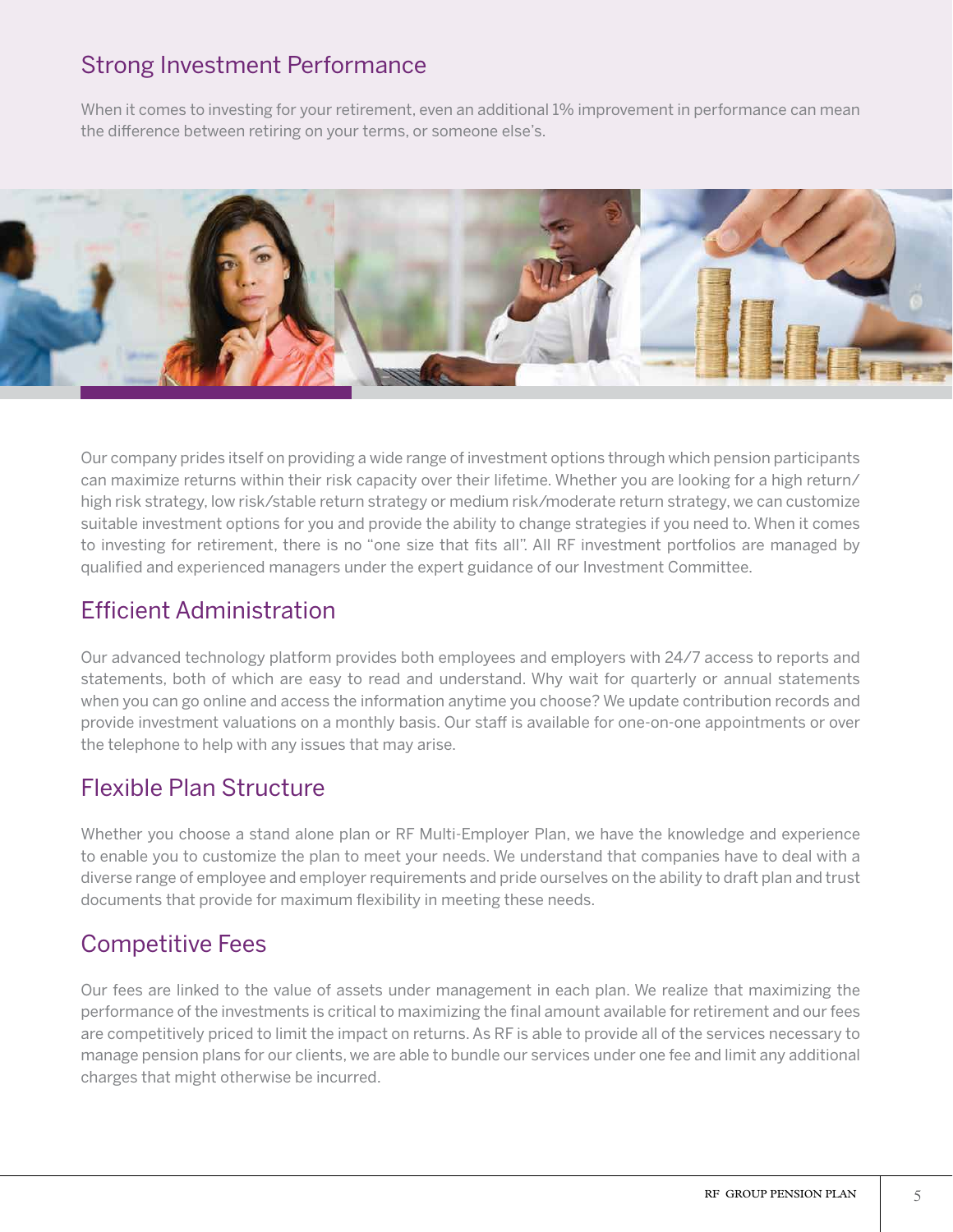## Strong Investment Performance

When it comes to investing for your retirement, even an additional 1% improvement in performance can mean the difference between retiring on your terms, or someone else's.

Our company prides itself on providing a wide range of investment options through which pension participants can maximize returns within their risk capacity over their lifetime. Whether you are looking for a high return/high risk strategy, low risk/stable return strategy or medium risk/moderate return strategy, we can customize suitable investment options for you and provide the ability to change strategies if you need to. When it comes to investing for retirement, there is no "one size that fits all". All RF investment portfolios are managed by qualified and experienced managers under the expert guidance of our Investment Committee.

## Efficient Administration

Our advanced technology platform provides both employees and employers with 24/7 access to reports and statements, both of which are easy to read and understand. Why wait for quarterly or annual statements when you can go online and access the information anytime you choose? We update contribution records and provide investment valuations on a monthly basis. Our staff is available for one-on-one appointments or over the telephone to help with any issues that may arise.

## Flexible Plan Structure

Whether you choose a stand alone plan or RF Multi-Employer Plan, we have the knowledge and experience to enable you to customize the plan to meet your needs. We understand that companies have to deal with a diverse range of employee and employer requirements and pride ourselves on the ability to draft plan and trust documents that provide for maximum flexibility in meeting these needs.

## Competitive Fees

Our fees are linked to the value of assets under management in each plan. We realize that maximizing the performance of the investments is critical to maximizing the final amount available for retirement and our fees are competitively priced to limit the impact on returns. As RF is able to provide all of the services necessary to manage pension plans for our clients, we are able to bundle our services under one fee and limit any additional charges that might otherwise be incurred.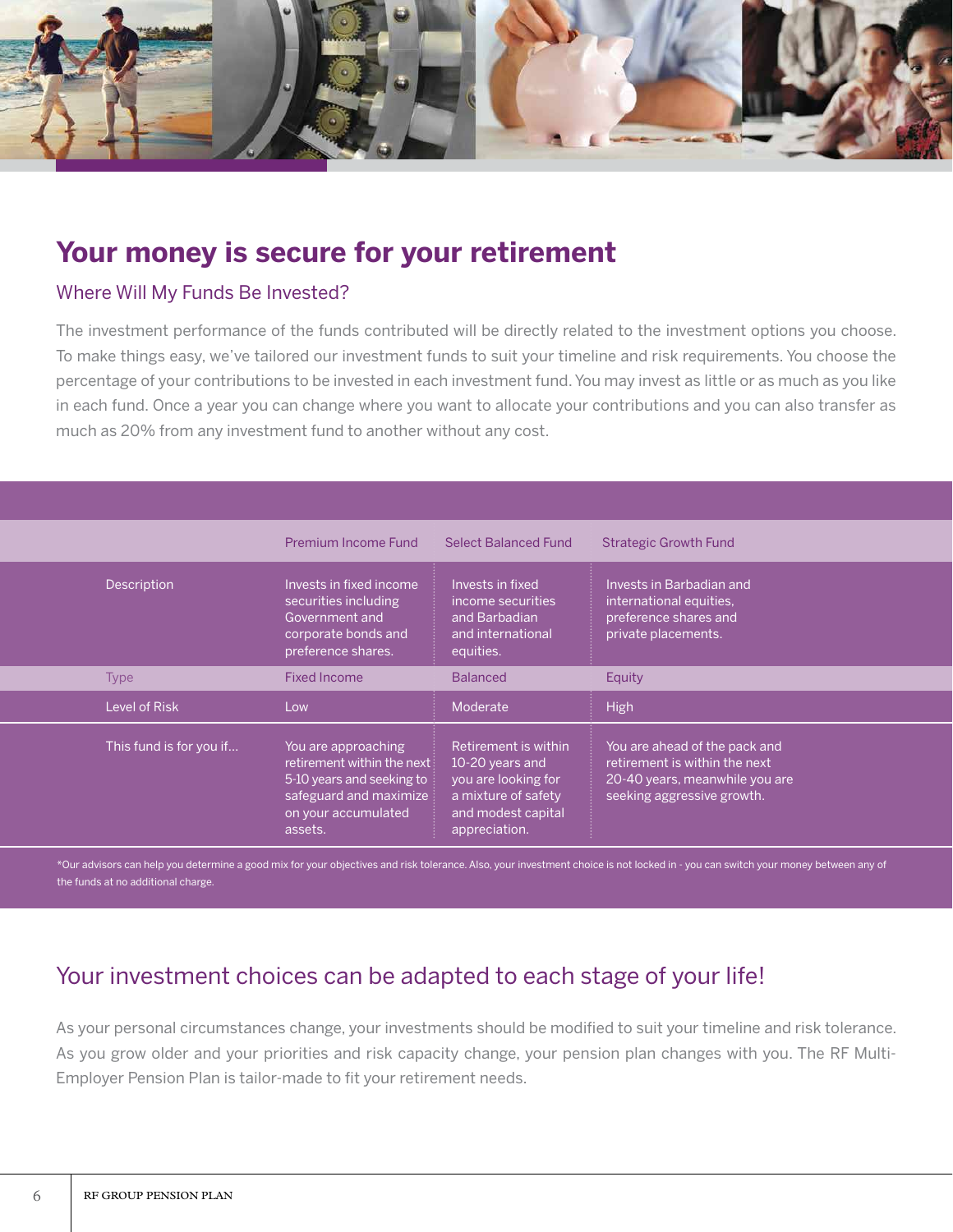# Your money is secure for your retirement

## Where Will My Funds Be Invested?

The investment performance of the funds contributed will be directly related to the investment options you choose. To make things easy, we've tailored our investment funds to suit your timeline and risk requirements. You choose the percentage of your contributions to be invested in each investment fund. You may invest as little or as much as you like in each fund. Once a year you can change where you want to allocate your contributions and you can also transfer as much as 20% from any investment fund to another without any cost.

| | Premium Income Fund | Select Balanced Fund | Strategic Growth Fund |
|---|---|---|---|
| Description | Invests in fixed income securities including Government and corporate bonds and preference shares. | Invests in fixed income securities and Barbadian and international equities. | Invests in Barbadian and international equities, preference shares and private placements. |
| Type | Fixed Income | Balanced | Equity |
| Level of Risk | Low | Moderate | High |
| This fund is for you if... | You are approaching retirement within the next 5-10 years and seeking to safeguard and maximize on your accumulated assets. | Retirement is within 10-20 years and you are looking for a mixture of safety and modest capital appreciation. | You are ahead of the pack and retirement is within the next 20-40 years, meanwhile you are seeking aggressive growth. |

*Our advisors can help you determine a good mix for your objectives and risk tolerance. Also, your investment choice is not locked in - you can switch your money between any of the funds at no additional charge.

## Your investment choices can be adapted to each stage of your life!

As your personal circumstances change, your investments should be modified to suit your timeline and risk tolerance. As you grow older and your priorities and risk capacity change, your pension plan changes with you. The RF Multi-Employer Pension Plan is tailor-made to fit your retirement needs.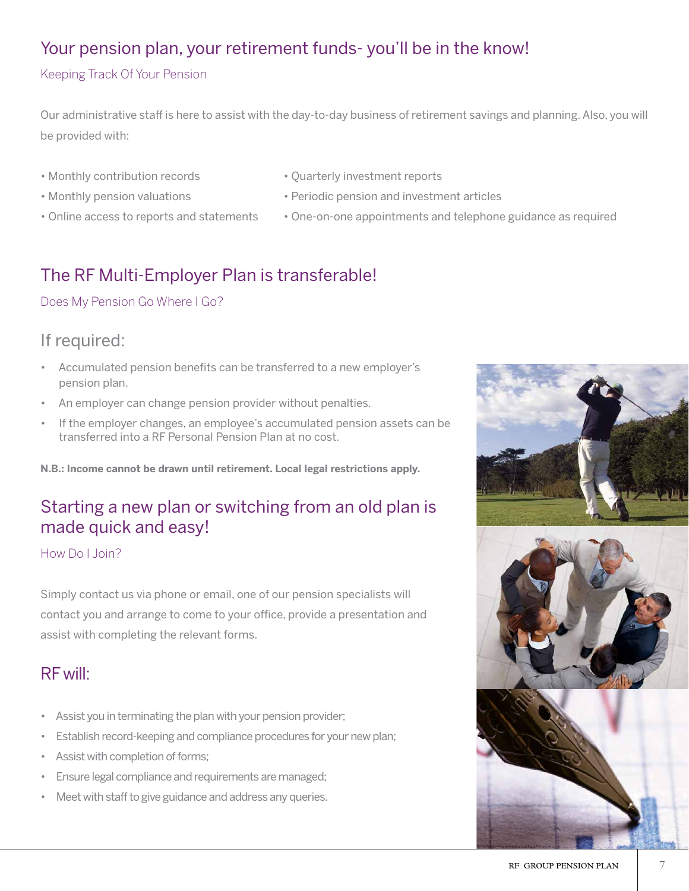## Your pension plan, your retirement funds- you'll be in the know!

### Keeping Track Of Your Pension

Our administrative staff is here to assist with the day-to-day business of retirement savings and planning. Also, you will be provided with:

- Monthly contribution records
- Monthly pension valuations
- Online access to reports and statements
- Quarterly investment reports
- Periodic pension and investment articles
- One-on-one appointments and telephone guidance as required

## The RF Multi-Employer Plan is transferable!

### Does My Pension Go Where I Go?

### If required:

- Accumulated pension benefits can be transferred to a new employer's pension plan.
- An employer can change pension provider without penalties.
- If the employer changes, an employee's accumulated pension assets can be transferred into a RF Personal Pension Plan at no cost.

**N.B.: Income cannot be drawn until retirement. Local legal restrictions apply.**

## Starting a new plan or switching from an old plan is made quick and easy!

### How Do I Join?

Simply contact us via phone or email, one of our pension specialists will contact you and arrange to come to your office, provide a presentation and assist with completing the relevant forms.

### RF will:

- Assist you in terminating the plan with your pension provider;
- Establish record-keeping and compliance procedures for your new plan;
- Assist with completion of forms;
- Ensure legal compliance and requirements are managed;
- Meet with staff to give guidance and address any queries.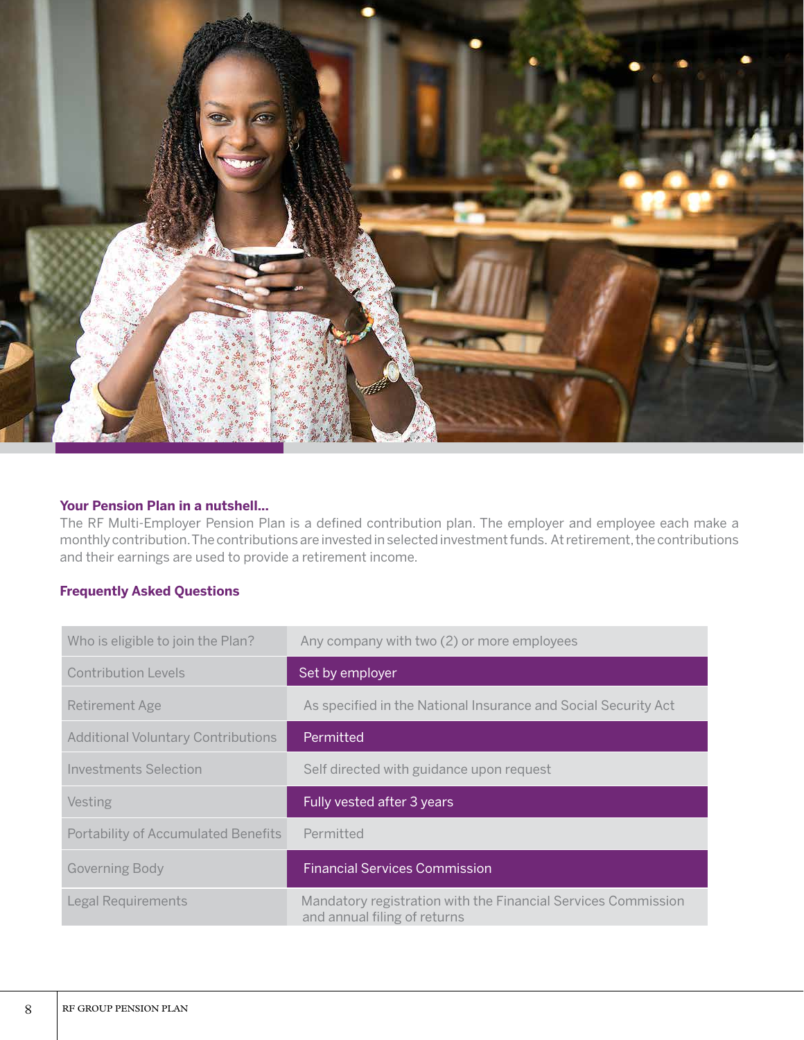### Your Pension Plan in a nutshell...

The RF Multi-Employer Pension Plan is a defined contribution plan. The employer and employee each make a monthly contribution. The contributions are invested in selected investment funds. At retirement, the contributions and their earnings are used to provide a retirement income.

### Frequently Asked Questions

| | |
|---|---|
| Who is eligible to join the Plan? | Any company with two (2) or more employees |
| Contribution Levels | Set by employer |
| Retirement Age | As specified in the National Insurance and Social Security Act |
| Additional Voluntary Contributions | Permitted |
| Investments Selection | Self directed with guidance upon request |
| Vesting | Fully vested after 3 years |
| Portability of Accumulated Benefits | Permitted |
| Governing Body | Financial Services Commission |
| Legal Requirements | Mandatory registration with the Financial Services Commission and annual filing of returns |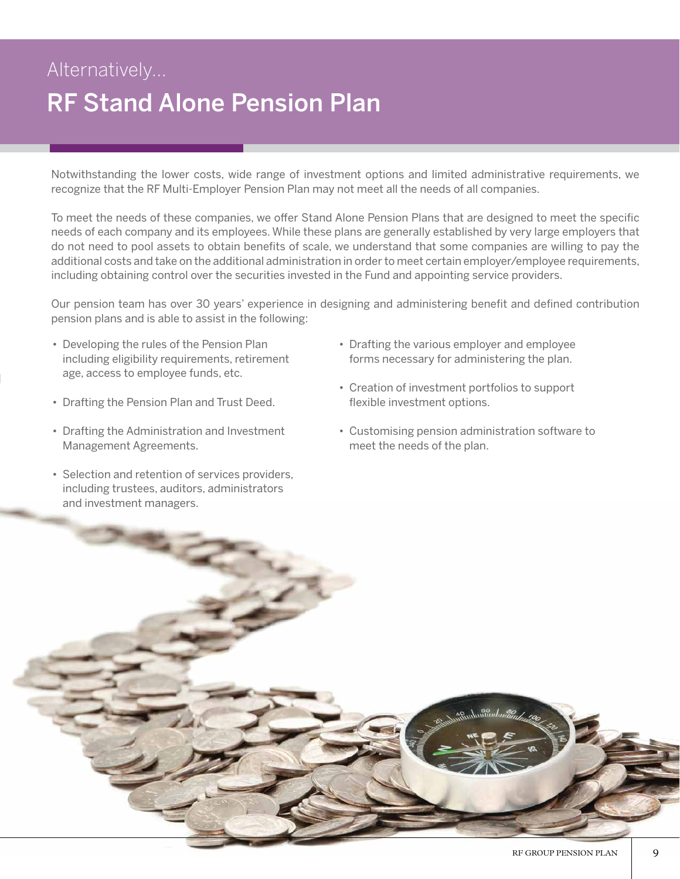Alternatively...

# RF Stand Alone Pension Plan

Notwithstanding the lower costs, wide range of investment options and limited administrative requirements, we recognize that the RF Multi-Employer Pension Plan may not meet all the needs of all companies.

To meet the needs of these companies, we offer Stand Alone Pension Plans that are designed to meet the specific needs of each company and its employees. While these plans are generally established by very large employers that do not need to pool assets to obtain benefits of scale, we understand that some companies are willing to pay the additional costs and take on the additional administration in order to meet certain employer/employee requirements, including obtaining control over the securities invested in the Fund and appointing service providers.

Our pension team has over 30 years' experience in designing and administering benefit and defined contribution pension plans and is able to assist in the following:

- Developing the rules of the Pension Plan including eligibility requirements, retirement age, access to employee funds, etc.
- Drafting the Pension Plan and Trust Deed.
- Drafting the Administration and Investment Management Agreements.
- Selection and retention of services providers, including trustees, auditors, administrators and investment managers.
- Drafting the various employer and employee forms necessary for administering the plan.
- Creation of investment portfolios to support flexible investment options.
- Customising pension administration software to meet the needs of the plan.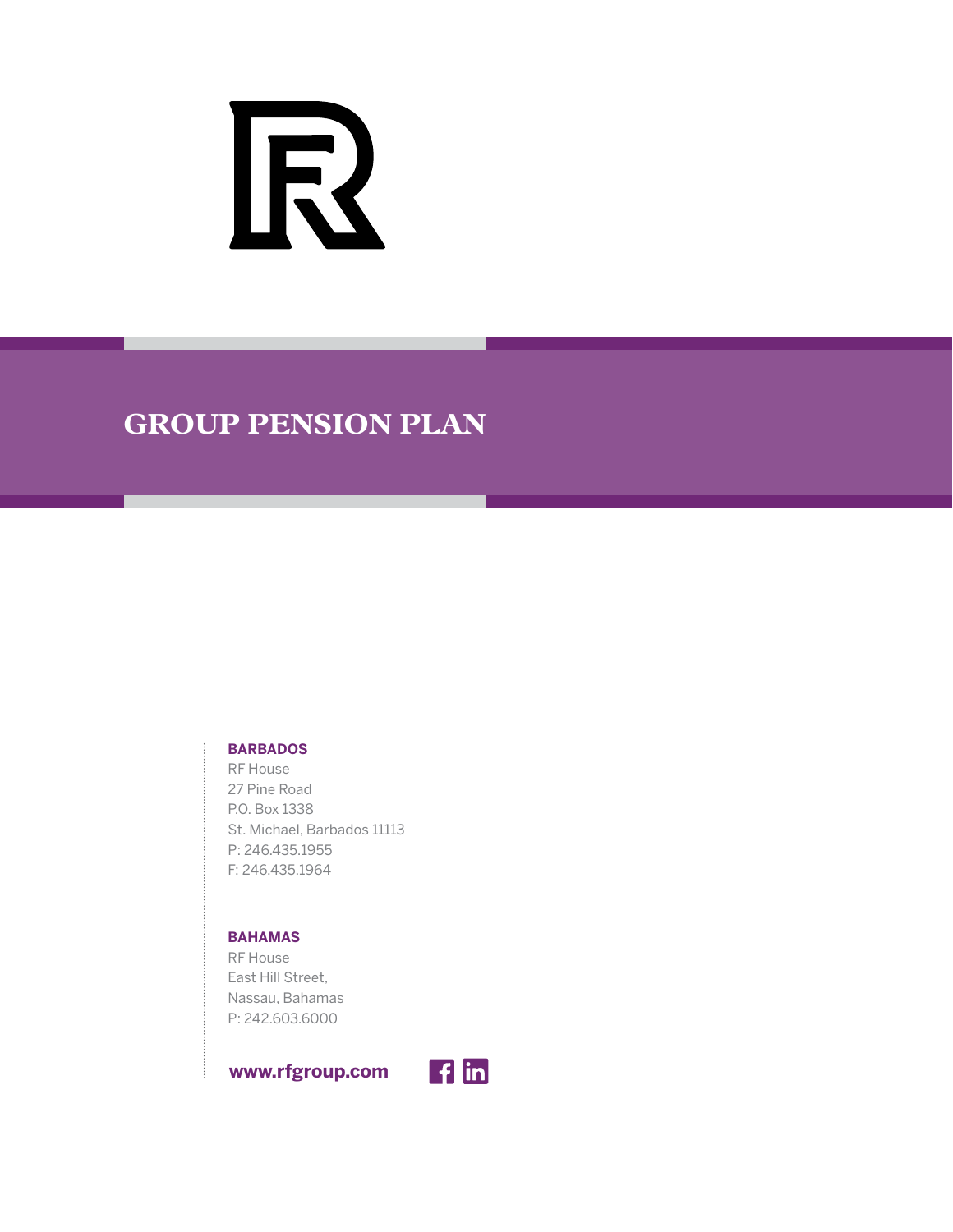# GROUP PENSION PLAN

**BARBADOS**
RF House
27 Pine Road
P.O. Box 1338
St. Michael, Barbados 11113
P: 246.435.1955
F: 246.435.1964

**BAHAMAS**
RF House
East Hill Street,
Nassau, Bahamas
P: 242.603.6000

**www.rfgroup.com**